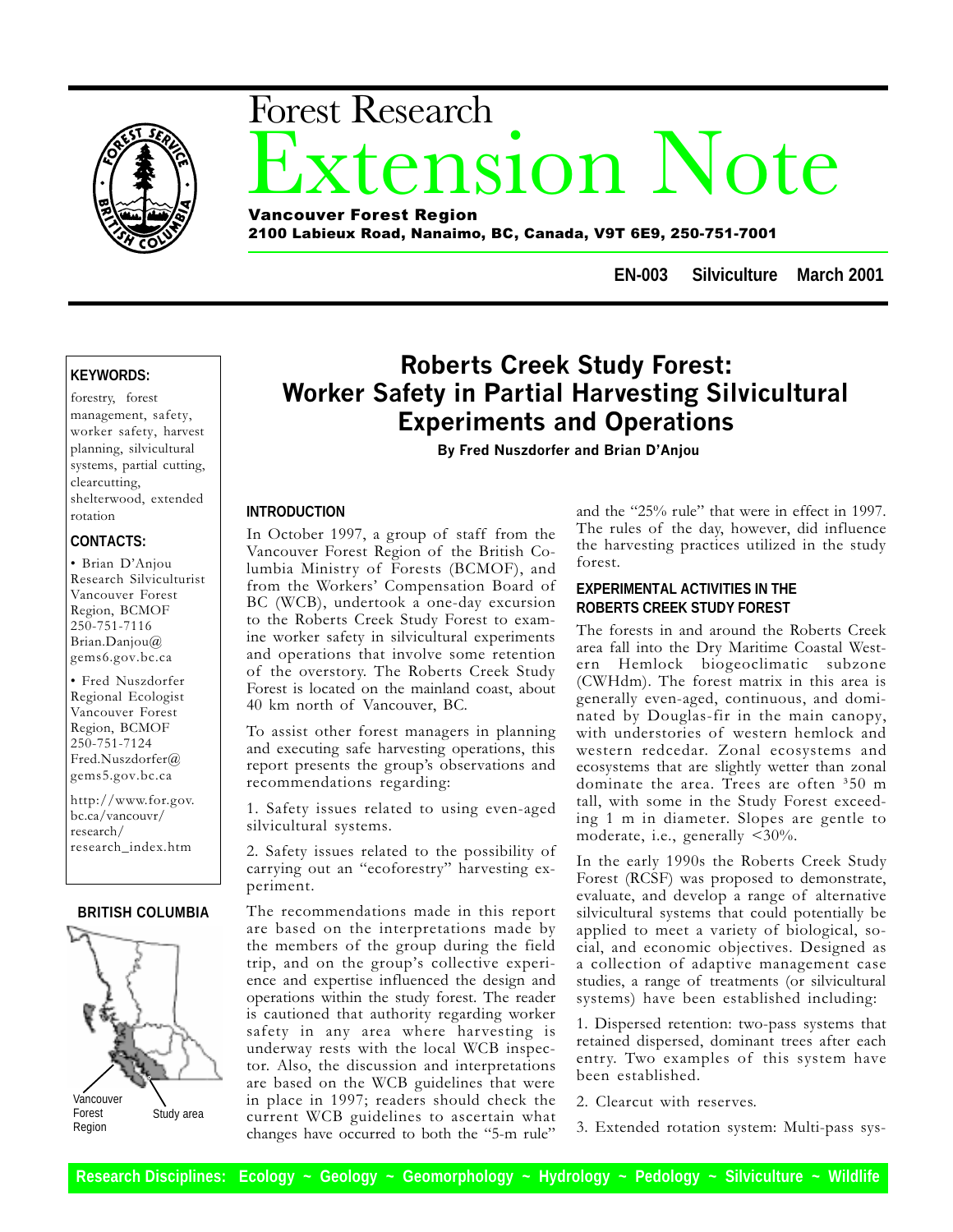# Forest Research Extension Note

**Vancouver Forest Region**
**2100 Labieux Road, Nanaimo, BC, Canada, V9T 6E9, 250-751-7001**

**EN-003 Silviculture March 2001**

## Roberts Creek Study Forest: Worker Safety in Partial Harvesting Silvicultural Experiments and Operations

**By Fred Nuszdorfer and Brian D'Anjou**

**KEYWORDS:**

forestry, forest management, safety, worker safety, harvest planning, silvicultural systems, partial cutting, clearcutting, shelterwood, extended rotation

**CONTACTS:**

- Brian D'Anjou
  Research Silviculturist
  Vancouver Forest Region, BCMOF
  250-751-7116
  Brian.Danjou@gems6.gov.bc.ca
- Fred Nuszdorfer
  Regional Ecologist
  Vancouver Forest Region, BCMOF
  250-751-7124
  Fred.Nuszdorfer@gems5.gov.bc.ca

http://www.for.gov.bc.ca/vancouvr/research/research_index.htm

**BRITISH COLUMBIA**

Vancouver Forest Region — Study area

### INTRODUCTION

In October 1997, a group of staff from the Vancouver Forest Region of the British Columbia Ministry of Forests (BCMOF), and from the Workers' Compensation Board of BC (WCB), undertook a one-day excursion to the Roberts Creek Study Forest to examine worker safety in silvicultural experiments and operations that involve some retention of the overstory. The Roberts Creek Study Forest is located on the mainland coast, about 40 km north of Vancouver, BC.

To assist other forest managers in planning and executing safe harvesting operations, this report presents the group's observations and recommendations regarding:

1. Safety issues related to using even-aged silvicultural systems.

2. Safety issues related to the possibility of carrying out an "ecoforestry" harvesting experiment.

The recommendations made in this report are based on the interpretations made by the members of the group during the field trip, and on the group's collective experience and expertise influenced the design and operations within the study forest. The reader is cautioned that authority regarding worker safety in any area where harvesting is underway rests with the local WCB inspector. Also, the discussion and interpretations are based on the WCB guidelines that were in place in 1997; readers should check the current WCB guidelines to ascertain what changes have occurred to both the "5-m rule" and the "25% rule" that were in effect in 1997. The rules of the day, however, did influence the harvesting practices utilized in the study forest.

### EXPERIMENTAL ACTIVITIES IN THE ROBERTS CREEK STUDY FOREST

The forests in and around the Roberts Creek area fall into the Dry Maritime Coastal Western Hemlock biogeoclimatic subzone (CWHdm). The forest matrix in this area is generally even-aged, continuous, and dominated by Douglas-fir in the main canopy, with understories of western hemlock and western redcedar. Zonal ecosystems and ecosystems that are slightly wetter than zonal dominate the area. Trees are often ³50 m tall, with some in the Study Forest exceeding 1 m in diameter. Slopes are gentle to moderate, i.e., generally <30%.

In the early 1990s the Roberts Creek Study Forest (RCSF) was proposed to demonstrate, evaluate, and develop a range of alternative silvicultural systems that could potentially be applied to meet a variety of biological, social, and economic objectives. Designed as a collection of adaptive management case studies, a range of treatments (or silvicultural systems) have been established including:

1. Dispersed retention: two-pass systems that retained dispersed, dominant trees after each entry. Two examples of this system have been established.

2. Clearcut with reserves.

3. Extended rotation system: Multi-pass sys-

Research Disciplines: Ecology ~ Geology ~ Geomorphology ~ Hydrology ~ Pedology ~ Silviculture ~ Wildlife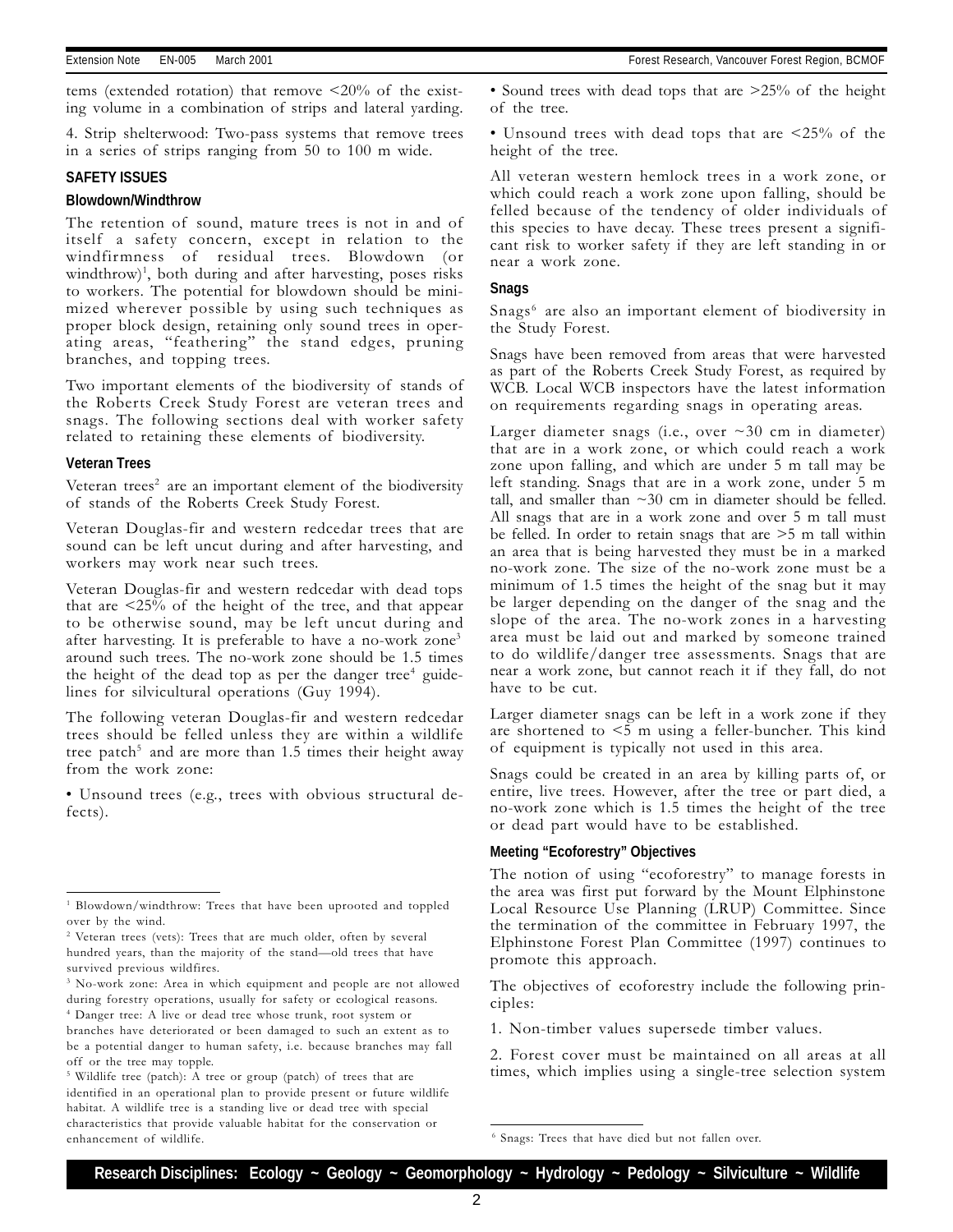tems (extended rotation) that remove <20% of the existing volume in a combination of strips and lateral yarding.

4. Strip shelterwood: Two-pass systems that remove trees in a series of strips ranging from 50 to 100 m wide.

## SAFETY ISSUES

### Blowdown/Windthrow

The retention of sound, mature trees is not in and of itself a safety concern, except in relation to the windfirmness of residual trees. Blowdown (or windthrow)[1], both during and after harvesting, poses risks to workers. The potential for blowdown should be minimized wherever possible by using such techniques as proper block design, retaining only sound trees in operating areas, "feathering" the stand edges, pruning branches, and topping trees.

Two important elements of the biodiversity of stands of the Roberts Creek Study Forest are veteran trees and snags. The following sections deal with worker safety related to retaining these elements of biodiversity.

### Veteran Trees

Veteran trees[2] are an important element of the biodiversity of stands of the Roberts Creek Study Forest.

Veteran Douglas-fir and western redcedar trees that are sound can be left uncut during and after harvesting, and workers may work near such trees.

Veteran Douglas-fir and western redcedar with dead tops that are <25% of the height of the tree, and that appear to be otherwise sound, may be left uncut during and after harvesting. It is preferable to have a no-work zone[3] around such trees. The no-work zone should be 1.5 times the height of the dead top as per the danger tree[4] guidelines for silvicultural operations (Guy 1994).

The following veteran Douglas-fir and western redcedar trees should be felled unless they are within a wildlife tree patch[5] and are more than 1.5 times their height away from the work zone:

- Unsound trees (e.g., trees with obvious structural defects).
- Sound trees with dead tops that are >25% of the height of the tree.
- Unsound trees with dead tops that are <25% of the height of the tree.

All veteran western hemlock trees in a work zone, or which could reach a work zone upon falling, should be felled because of the tendency of older individuals of this species to have decay. These trees present a significant risk to worker safety if they are left standing in or near a work zone.

### Snags

Snags[6] are also an important element of biodiversity in the Study Forest.

Snags have been removed from areas that were harvested as part of the Roberts Creek Study Forest, as required by WCB. Local WCB inspectors have the latest information on requirements regarding snags in operating areas.

Larger diameter snags (i.e., over ~30 cm in diameter) that are in a work zone, or which could reach a work zone upon falling, and which are under 5 m tall may be left standing. Snags that are in a work zone, under 5 m tall, and smaller than ~30 cm in diameter should be felled. All snags that are in a work zone and over 5 m tall must be felled. In order to retain snags that are >5 m tall within an area that is being harvested they must be in a marked no-work zone. The size of the no-work zone must be a minimum of 1.5 times the height of the snag but it may be larger depending on the danger of the snag and the slope of the area. The no-work zones in a harvesting area must be laid out and marked by someone trained to do wildlife/danger tree assessments. Snags that are near a work zone, but cannot reach it if they fall, do not have to be cut.

Larger diameter snags can be left in a work zone if they are shortened to <5 m using a feller-buncher. This kind of equipment is typically not used in this area.

Snags could be created in an area by killing parts of, or entire, live trees. However, after the tree or part died, a no-work zone which is 1.5 times the height of the tree or dead part would have to be established.

### Meeting "Ecoforestry" Objectives

The notion of using "ecoforestry" to manage forests in the area was first put forward by the Mount Elphinstone Local Resource Use Planning (LRUP) Committee. Since the termination of the committee in February 1997, the Elphinstone Forest Plan Committee (1997) continues to promote this approach.

The objectives of ecoforestry include the following principles:

1. Non-timber values supersede timber values.

2. Forest cover must be maintained on all areas at all times, which implies using a single-tree selection system

---

[1] Blowdown/windthrow: Trees that have been uprooted and toppled over by the wind.

[2] Veteran trees (vets): Trees that are much older, often by several hundred years, than the majority of the stand—old trees that have survived previous wildfires.

[3] No-work zone: Area in which equipment and people are not allowed during forestry operations, usually for safety or ecological reasons.

[4] Danger tree: A live or dead tree whose trunk, root system or branches have deteriorated or been damaged to such an extent as to be a potential danger to human safety, i.e. because branches may fall off or the tree may topple.

[5] Wildlife tree (patch): A tree or group (patch) of trees that are identified in an operational plan to provide present or future wildlife habitat. A wildlife tree is a standing live or dead tree with special characteristics that provide valuable habitat for the conservation or enhancement of wildlife.

[6] Snags: Trees that have died but not fallen over.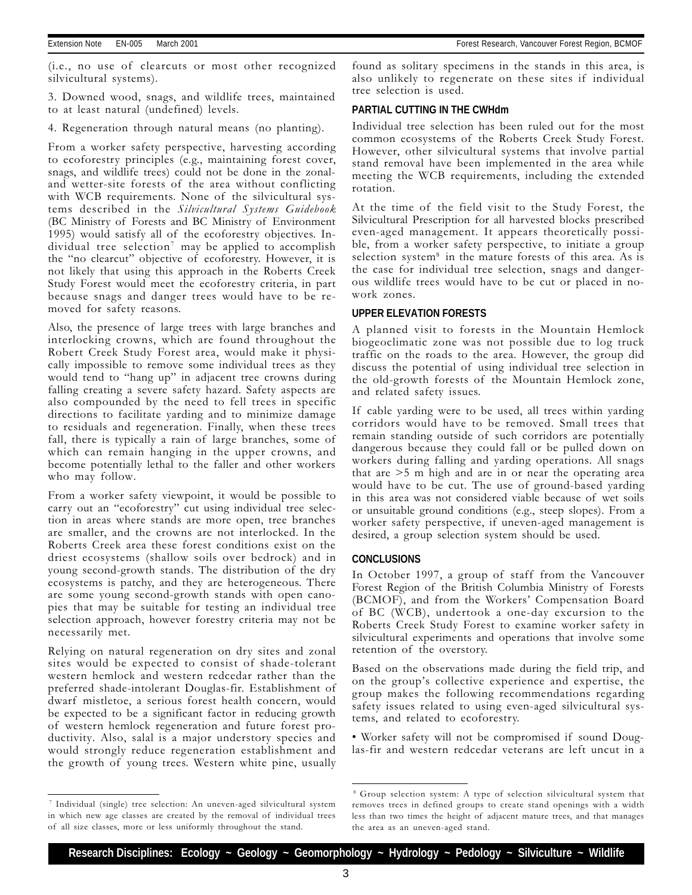(i.e., no use of clearcuts or most other recognized silvicultural systems).

3. Downed wood, snags, and wildlife trees, maintained to at least natural (undefined) levels.

4. Regeneration through natural means (no planting).

From a worker safety perspective, harvesting according to ecoforestry principles (e.g., maintaining forest cover, snags, and wildlife trees) could not be done in the zonal- and wetter-site forests of the area without conflicting with WCB requirements. None of the silvicultural systems described in the *Silvicultural Systems Guidebook* (BC Ministry of Forests and BC Ministry of Environment 1995) would satisfy all of the ecoforestry objectives. Individual tree selection[7] may be applied to accomplish the "no clearcut" objective of ecoforestry. However, it is not likely that using this approach in the Roberts Creek Study Forest would meet the ecoforestry criteria, in part because snags and danger trees would have to be removed for safety reasons.

Also, the presence of large trees with large branches and interlocking crowns, which are found throughout the Robert Creek Study Forest area, would make it physically impossible to remove some individual trees as they would tend to "hang up" in adjacent tree crowns during falling creating a severe safety hazard. Safety aspects are also compounded by the need to fell trees in specific directions to facilitate yarding and to minimize damage to residuals and regeneration. Finally, when these trees fall, there is typically a rain of large branches, some of which can remain hanging in the upper crowns, and become potentially lethal to the faller and other workers who may follow.

From a worker safety viewpoint, it would be possible to carry out an "ecoforestry" cut using individual tree selection in areas where stands are more open, tree branches are smaller, and the crowns are not interlocked. In the Roberts Creek area these forest conditions exist on the driest ecosystems (shallow soils over bedrock) and in young second-growth stands. The distribution of the dry ecosystems is patchy, and they are heterogeneous. There are some young second-growth stands with open canopies that may be suitable for testing an individual tree selection approach, however forestry criteria may not be necessarily met.

Relying on natural regeneration on dry sites and zonal sites would be expected to consist of shade-tolerant western hemlock and western redcedar rather than the preferred shade-intolerant Douglas-fir. Establishment of dwarf mistletoe, a serious forest health concern, would be expected to be a significant factor in reducing growth of western hemlock regeneration and future forest productivity. Also, salal is a major understory species and would strongly reduce regeneration establishment and the growth of young trees. Western white pine, usually found as solitary specimens in the stands in this area, is also unlikely to regenerate on these sites if individual tree selection is used.

### PARTIAL CUTTING IN THE CWHdm

Individual tree selection has been ruled out for the most common ecosystems of the Roberts Creek Study Forest. However, other silvicultural systems that involve partial stand removal have been implemented in the area while meeting the WCB requirements, including the extended rotation.

At the time of the field visit to the Study Forest, the Silvicultural Prescription for all harvested blocks prescribed even-aged management. It appears theoretically possible, from a worker safety perspective, to initiate a group selection system[8] in the mature forests of this area. As is the case for individual tree selection, snags and dangerous wildlife trees would have to be cut or placed in no-work zones.

### UPPER ELEVATION FORESTS

A planned visit to forests in the Mountain Hemlock biogeoclimatic zone was not possible due to log truck traffic on the roads to the area. However, the group did discuss the potential of using individual tree selection in the old-growth forests of the Mountain Hemlock zone, and related safety issues.

If cable yarding were to be used, all trees within yarding corridors would have to be removed. Small trees that remain standing outside of such corridors are potentially dangerous because they could fall or be pulled down on workers during falling and yarding operations. All snags that are >5 m high and are in or near the operating area would have to be cut. The use of ground-based yarding in this area was not considered viable because of wet soils or unsuitable ground conditions (e.g., steep slopes). From a worker safety perspective, if uneven-aged management is desired, a group selection system should be used.

## CONCLUSIONS

In October 1997, a group of staff from the Vancouver Forest Region of the British Columbia Ministry of Forests (BCMOF), and from the Workers' Compensation Board of BC (WCB), undertook a one-day excursion to the Roberts Creek Study Forest to examine worker safety in silvicultural experiments and operations that involve some retention of the overstory.

Based on the observations made during the field trip, and on the group's collective experience and expertise, the group makes the following recommendations regarding safety issues related to using even-aged silvicultural systems, and related to ecoforestry.

• Worker safety will not be compromised if sound Douglas-fir and western redcedar veterans are left uncut in a

---

[7] Individual (single) tree selection: An uneven-aged silvicultural system in which new age classes are created by the removal of individual trees of all size classes, more or less uniformly throughout the stand.

[8] Group selection system: A type of selection silvicultural system that removes trees in defined groups to create stand openings with a width less than two times the height of adjacent mature trees, and that manages the area as an uneven-aged stand.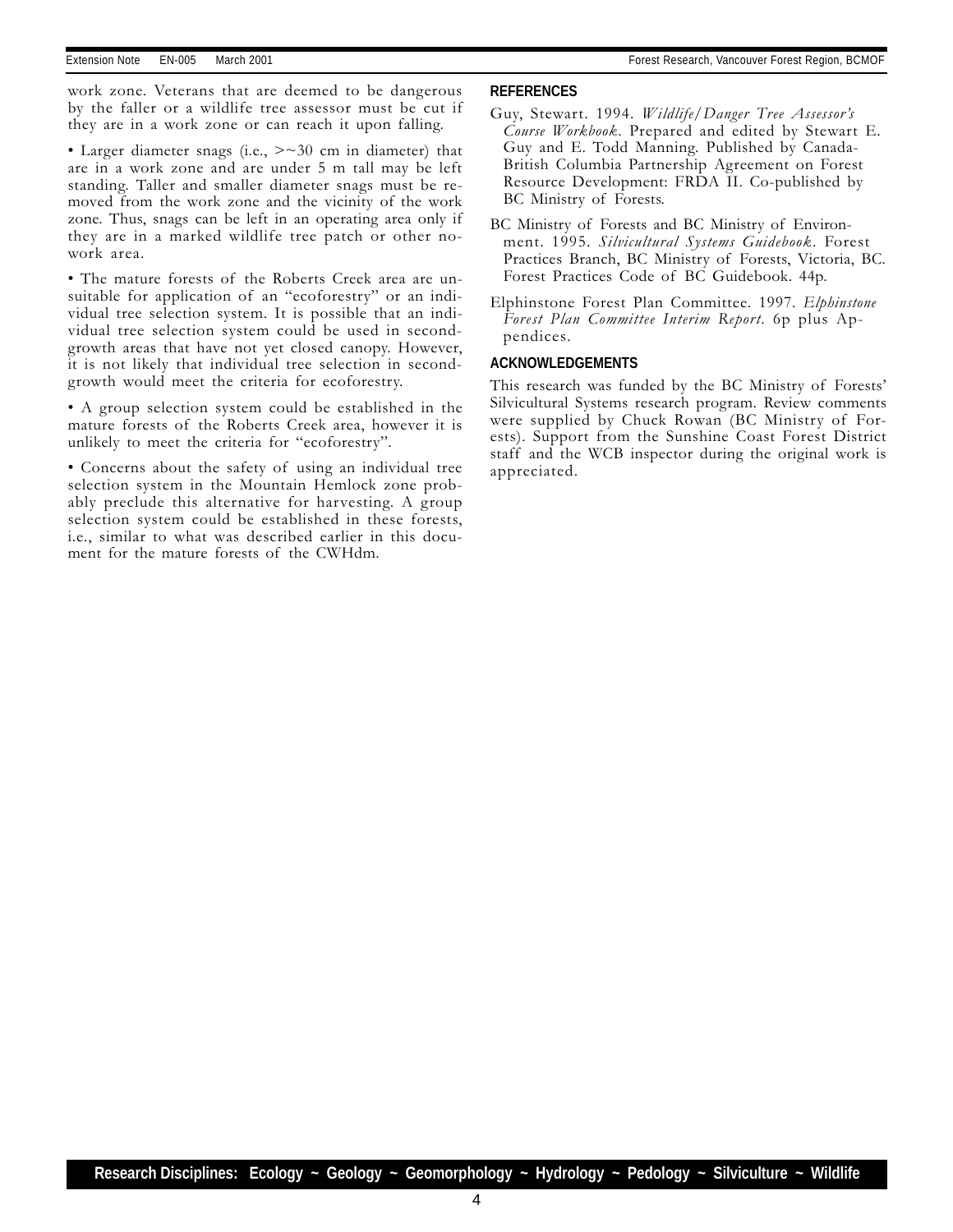work zone. Veterans that are deemed to be dangerous by the faller or a wildlife tree assessor must be cut if they are in a work zone or can reach it upon falling.

- Larger diameter snags (i.e., >~30 cm in diameter) that are in a work zone and are under 5 m tall may be left standing. Taller and smaller diameter snags must be removed from the work zone and the vicinity of the work zone. Thus, snags can be left in an operating area only if they are in a marked wildlife tree patch or other no-work area.

- The mature forests of the Roberts Creek area are unsuitable for application of an "ecoforestry" or an individual tree selection system. It is possible that an individual tree selection system could be used in second-growth areas that have not yet closed canopy. However, it is not likely that individual tree selection in second-growth would meet the criteria for ecoforestry.

- A group selection system could be established in the mature forests of the Roberts Creek area, however it is unlikely to meet the criteria for "ecoforestry".

- Concerns about the safety of using an individual tree selection system in the Mountain Hemlock zone probably preclude this alternative for harvesting. A group selection system could be established in these forests, i.e., similar to what was described earlier in this document for the mature forests of the CWHdm.

## REFERENCES

Guy, Stewart. 1994. *Wildlife/Danger Tree Assessor's Course Workbook*. Prepared and edited by Stewart E. Guy and E. Todd Manning. Published by Canada-British Columbia Partnership Agreement on Forest Resource Development: FRDA II. Co-published by BC Ministry of Forests.

BC Ministry of Forests and BC Ministry of Environment. 1995. *Silvicultural Systems Guidebook*. Forest Practices Branch, BC Ministry of Forests, Victoria, BC. Forest Practices Code of BC Guidebook. 44p.

Elphinstone Forest Plan Committee. 1997. *Elphinstone Forest Plan Committee Interim Report*. 6p plus Appendices.

## ACKNOWLEDGEMENTS

This research was funded by the BC Ministry of Forests' Silvicultural Systems research program. Review comments were supplied by Chuck Rowan (BC Ministry of Forests). Support from the Sunshine Coast Forest District staff and the WCB inspector during the original work is appreciated.

**Research Disciplines: Ecology ~ Geology ~ Geomorphology ~ Hydrology ~ Pedology ~ Silviculture ~ Wildlife**